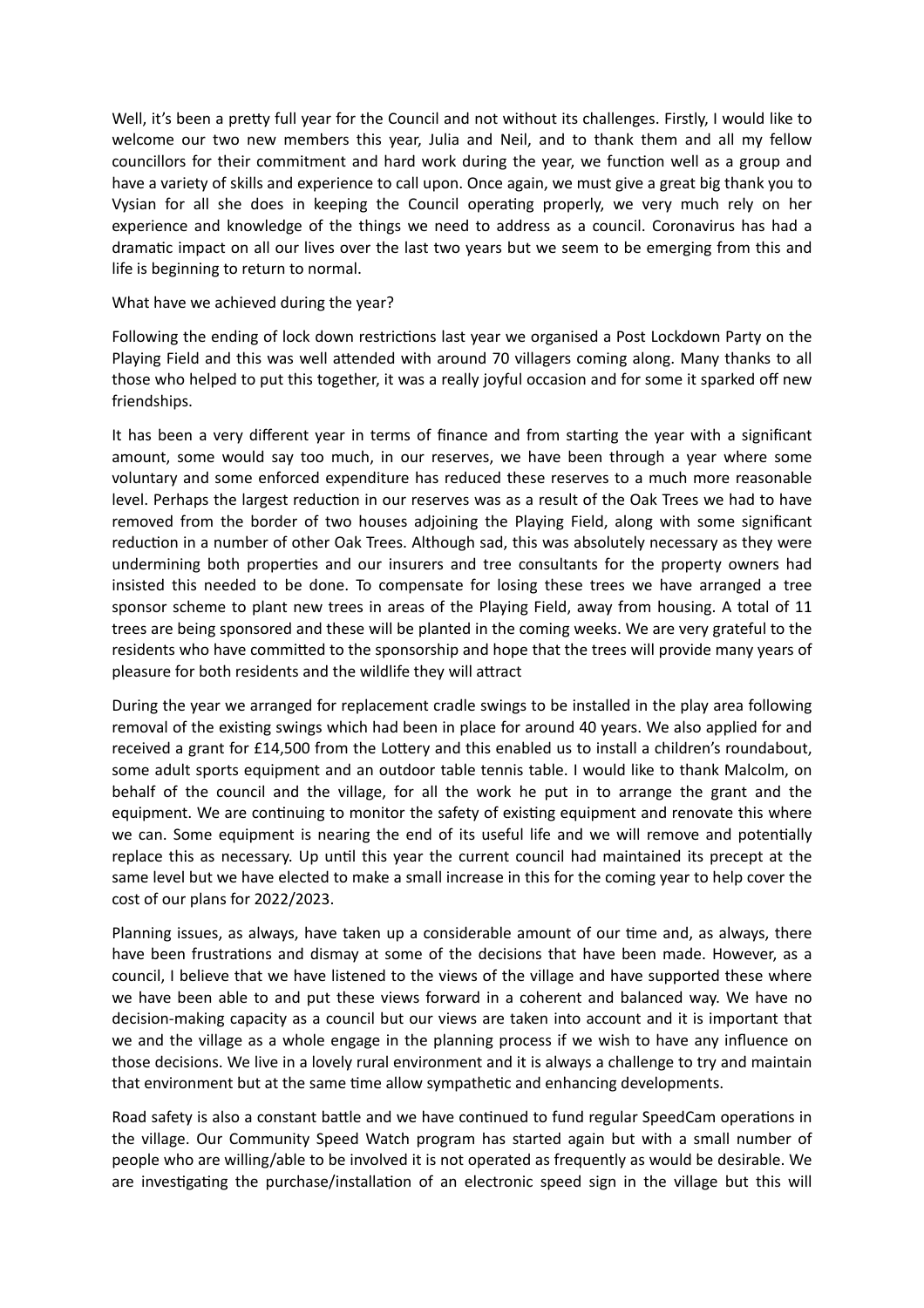Well, it's been a pretty full year for the Council and not without its challenges. Firstly, I would like to welcome our two new members this year, Julia and Neil, and to thank them and all my fellow councillors for their commitment and hard work during the year, we function well as a group and have a variety of skills and experience to call upon. Once again, we must give a great big thank you to Vysian for all she does in keeping the Council operating properly, we very much rely on her experience and knowledge of the things we need to address as a council. Coronavirus has had a dramatic impact on all our lives over the last two years but we seem to be emerging from this and life is beginning to return to normal.

What have we achieved during the year?

Following the ending of lock down restrictions last year we organised a Post Lockdown Party on the Playing Field and this was well attended with around 70 villagers coming along. Many thanks to all those who helped to put this together, it was a really joyful occasion and for some it sparked off new friendships.

It has been a very different year in terms of finance and from starting the year with a significant amount, some would say too much, in our reserves, we have been through a year where some voluntary and some enforced expenditure has reduced these reserves to a much more reasonable level. Perhaps the largest reduction in our reserves was as a result of the Oak Trees we had to have removed from the border of two houses adjoining the Playing Field, along with some significant reduction in a number of other Oak Trees. Although sad, this was absolutely necessary as they were undermining both properties and our insurers and tree consultants for the property owners had insisted this needed to be done. To compensate for losing these trees we have arranged a tree sponsor scheme to plant new trees in areas of the Playing Field, away from housing. A total of 11 trees are being sponsored and these will be planted in the coming weeks. We are very grateful to the residents who have committed to the sponsorship and hope that the trees will provide many years of pleasure for both residents and the wildlife they will attract

During the year we arranged for replacement cradle swings to be installed in the play area following removal of the existing swings which had been in place for around 40 years. We also applied for and received a grant for £14,500 from the Lottery and this enabled us to install a children's roundabout, some adult sports equipment and an outdoor table tennis table. I would like to thank Malcolm, on behalf of the council and the village, for all the work he put in to arrange the grant and the equipment. We are continuing to monitor the safety of existing equipment and renovate this where we can. Some equipment is nearing the end of its useful life and we will remove and potentially replace this as necessary. Up until this year the current council had maintained its precept at the same level but we have elected to make a small increase in this for the coming year to help cover the cost of our plans for 2022/2023.

Planning issues, as always, have taken up a considerable amount of our time and, as always, there have been frustrations and dismay at some of the decisions that have been made. However, as a council, I believe that we have listened to the views of the village and have supported these where we have been able to and put these views forward in a coherent and balanced way. We have no decision-making capacity as a council but our views are taken into account and it is important that we and the village as a whole engage in the planning process if we wish to have any influence on those decisions. We live in a lovely rural environment and it is always a challenge to try and maintain that environment but at the same time allow sympathetic and enhancing developments.

Road safety is also a constant battle and we have continued to fund regular SpeedCam operations in the village. Our Community Speed Watch program has started again but with a small number of people who are willing/able to be involved it is not operated as frequently as would be desirable. We are investigating the purchase/installation of an electronic speed sign in the village but this will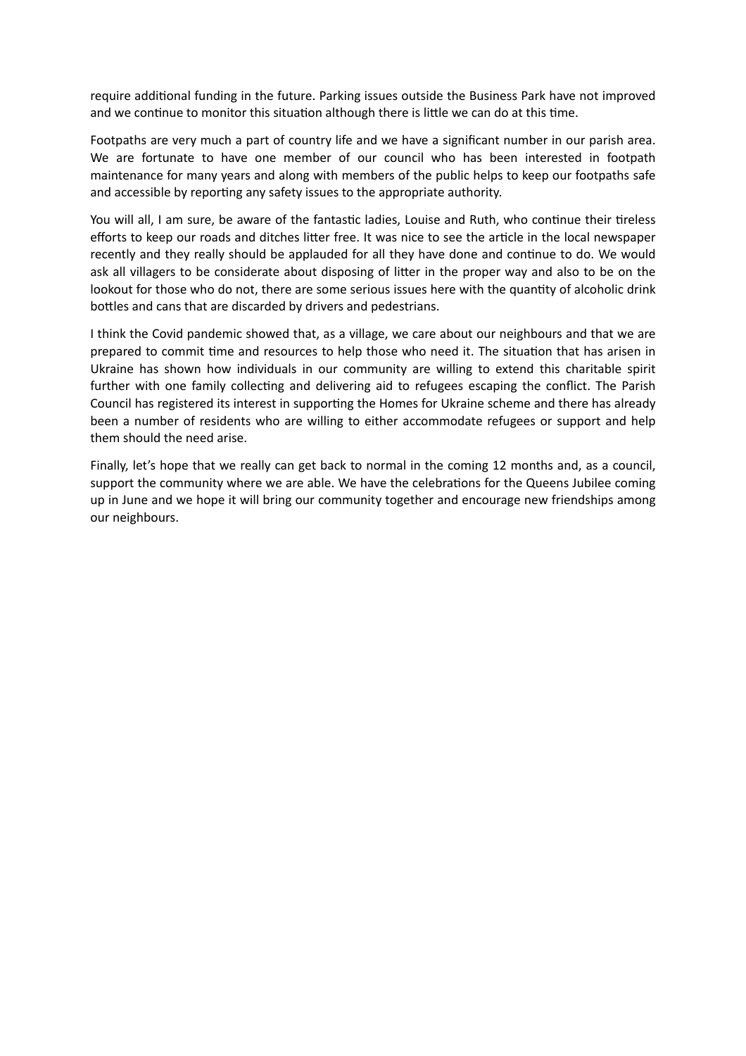require additional funding in the future. Parking issues outside the Business Park have not improved and we continue to monitor this situation although there is little we can do at this time.

Footpaths are very much a part of country life and we have a significant number in our parish area. We are fortunate to have one member of our council who has been interested in footpath maintenance for many years and along with members of the public helps to keep our footpaths safe and accessible by reporting any safety issues to the appropriate authority.

You will all, I am sure, be aware of the fantastic ladies, Louise and Ruth, who continue their tireless efforts to keep our roads and ditches litter free. It was nice to see the article in the local newspaper recently and they really should be applauded for all they have done and continue to do. We would ask all villagers to be considerate about disposing of litter in the proper way and also to be on the lookout for those who do not, there are some serious issues here with the quantity of alcoholic drink bottles and cans that are discarded by drivers and pedestrians.

I think the Covid pandemic showed that, as a village, we care about our neighbours and that we are prepared to commit time and resources to help those who need it. The situation that has arisen in Ukraine has shown how individuals in our community are willing to extend this charitable spirit further with one family collecting and delivering aid to refugees escaping the conflict. The Parish Council has registered its interest in supporting the Homes for Ukraine scheme and there has already been a number of residents who are willing to either accommodate refugees or support and help them should the need arise.

Finally, let's hope that we really can get back to normal in the coming 12 months and, as a council, support the community where we are able. We have the celebrations for the Queens Jubilee coming up in June and we hope it will bring our community together and encourage new friendships among our neighbours.